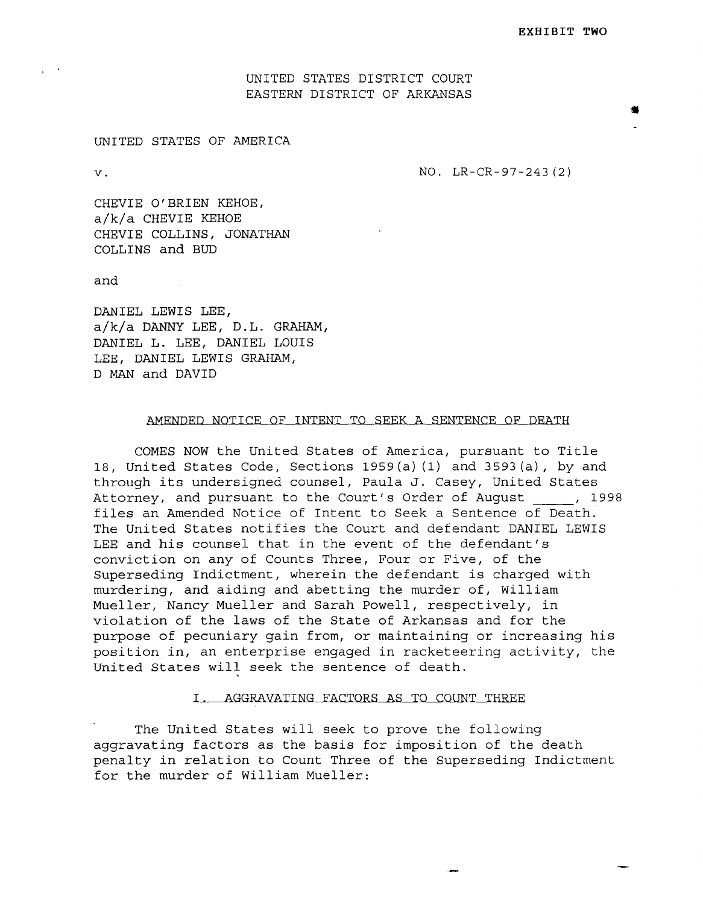**EXHIBIT TWO**

UNITED STATES DISTRICT COURT
EASTERN DISTRICT OF ARKANSAS

UNITED STATES OF AMERICA

v. NO. LR-CR-97-243(2)

CHEVIE O'BRIEN KEHOE,
a/k/a CHEVIE KEHOE
CHEVIE COLLINS, JONATHAN
COLLINS and BUD

and

DANIEL LEWIS LEE,
a/k/a DANNY LEE, D.L. GRAHAM,
DANIEL L. LEE, DANIEL LOUIS
LEE, DANIEL LEWIS GRAHAM,
D MAN and DAVID

## AMENDED NOTICE OF INTENT TO SEEK A SENTENCE OF DEATH

COMES NOW the United States of America, pursuant to Title 18, United States Code, Sections 1959(a)(1) and 3593(a), by and through its undersigned counsel, Paula J. Casey, United States Attorney, and pursuant to the Court's Order of August _____, 1998 files an Amended Notice of Intent to Seek a Sentence of Death. The United States notifies the Court and defendant DANIEL LEWIS LEE and his counsel that in the event of the defendant's conviction on any of Counts Three, Four or Five, of the Superseding Indictment, wherein the defendant is charged with murdering, and aiding and abetting the murder of, William Mueller, Nancy Mueller and Sarah Powell, respectively, in violation of the laws of the State of Arkansas and for the purpose of pecuniary gain from, or maintaining or increasing his position in, an enterprise engaged in racketeering activity, the United States will seek the sentence of death.

### I. AGGRAVATING FACTORS AS TO COUNT THREE

The United States will seek to prove the following aggravating factors as the basis for imposition of the death penalty in relation to Count Three of the Superseding Indictment for the murder of William Mueller: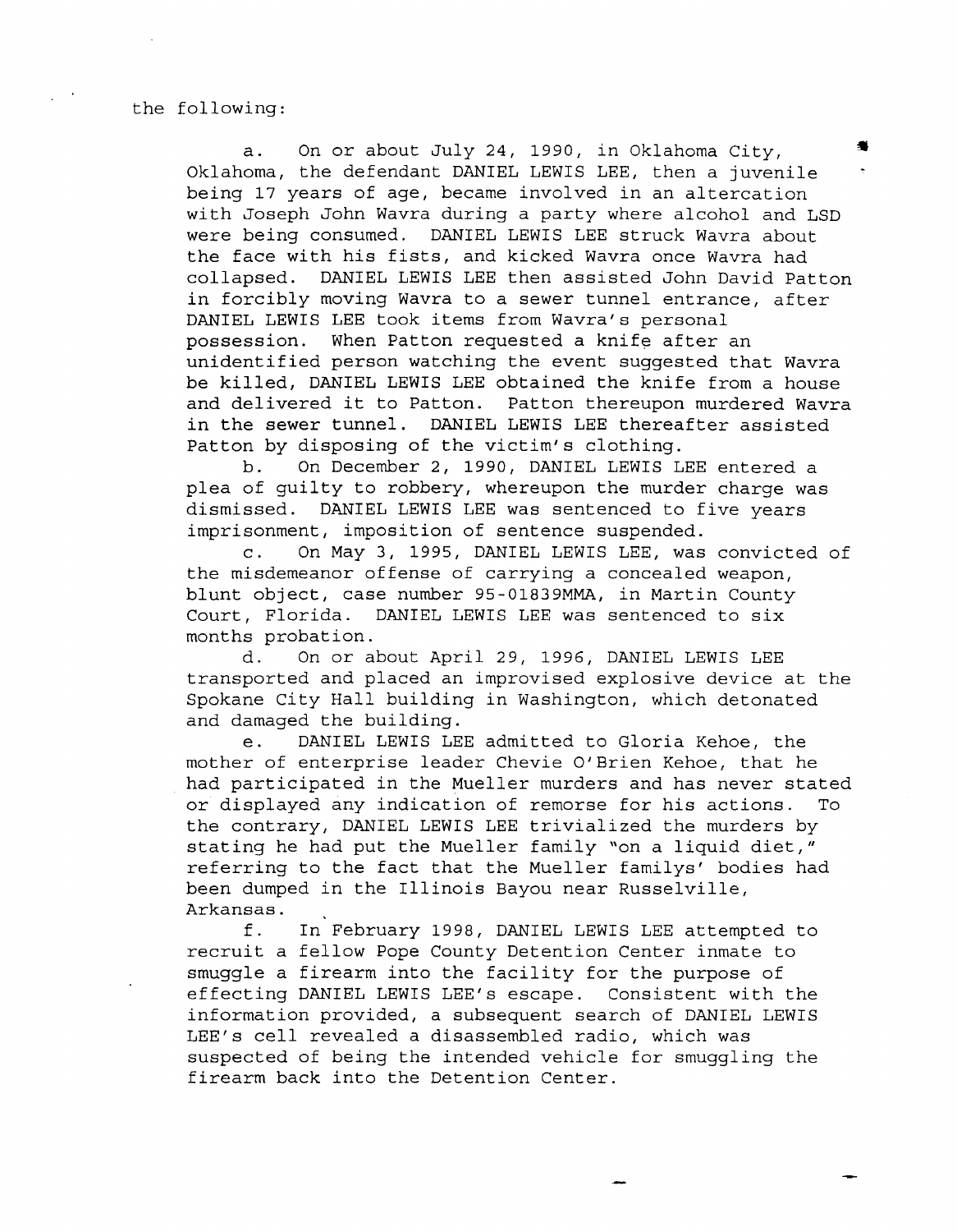the following:

a. On or about July 24, 1990, in Oklahoma City, Oklahoma, the defendant DANIEL LEWIS LEE, then a juvenile being 17 years of age, became involved in an altercation with Joseph John Wavra during a party where alcohol and LSD were being consumed. DANIEL LEWIS LEE struck Wavra about the face with his fists, and kicked Wavra once Wavra had collapsed. DANIEL LEWIS LEE then assisted John David Patton in forcibly moving Wavra to a sewer tunnel entrance, after DANIEL LEWIS LEE took items from Wavra's personal possession. When Patton requested a knife after an unidentified person watching the event suggested that Wavra be killed, DANIEL LEWIS LEE obtained the knife from a house and delivered it to Patton. Patton thereupon murdered Wavra in the sewer tunnel. DANIEL LEWIS LEE thereafter assisted Patton by disposing of the victim's clothing.

b. On December 2, 1990, DANIEL LEWIS LEE entered a plea of guilty to robbery, whereupon the murder charge was dismissed. DANIEL LEWIS LEE was sentenced to five years imprisonment, imposition of sentence suspended.

c. On May 3, 1995, DANIEL LEWIS LEE, was convicted of the misdemeanor offense of carrying a concealed weapon, blunt object, case number 95-01839MMA, in Martin County Court, Florida. DANIEL LEWIS LEE was sentenced to six months probation.

d. On or about April 29, 1996, DANIEL LEWIS LEE transported and placed an improvised explosive device at the Spokane City Hall building in Washington, which detonated and damaged the building.

e. DANIEL LEWIS LEE admitted to Gloria Kehoe, the mother of enterprise leader Chevie O'Brien Kehoe, that he had participated in the Mueller murders and has never stated or displayed any indication of remorse for his actions. To the contrary, DANIEL LEWIS LEE trivialized the murders by stating he had put the Mueller family "on a liquid diet," referring to the fact that the Mueller familys' bodies had been dumped in the Illinois Bayou near Russelville, Arkansas.

f. In February 1998, DANIEL LEWIS LEE attempted to recruit a fellow Pope County Detention Center inmate to smuggle a firearm into the facility for the purpose of effecting DANIEL LEWIS LEE's escape. Consistent with the information provided, a subsequent search of DANIEL LEWIS LEE's cell revealed a disassembled radio, which was suspected of being the intended vehicle for smuggling the firearm back into the Detention Center.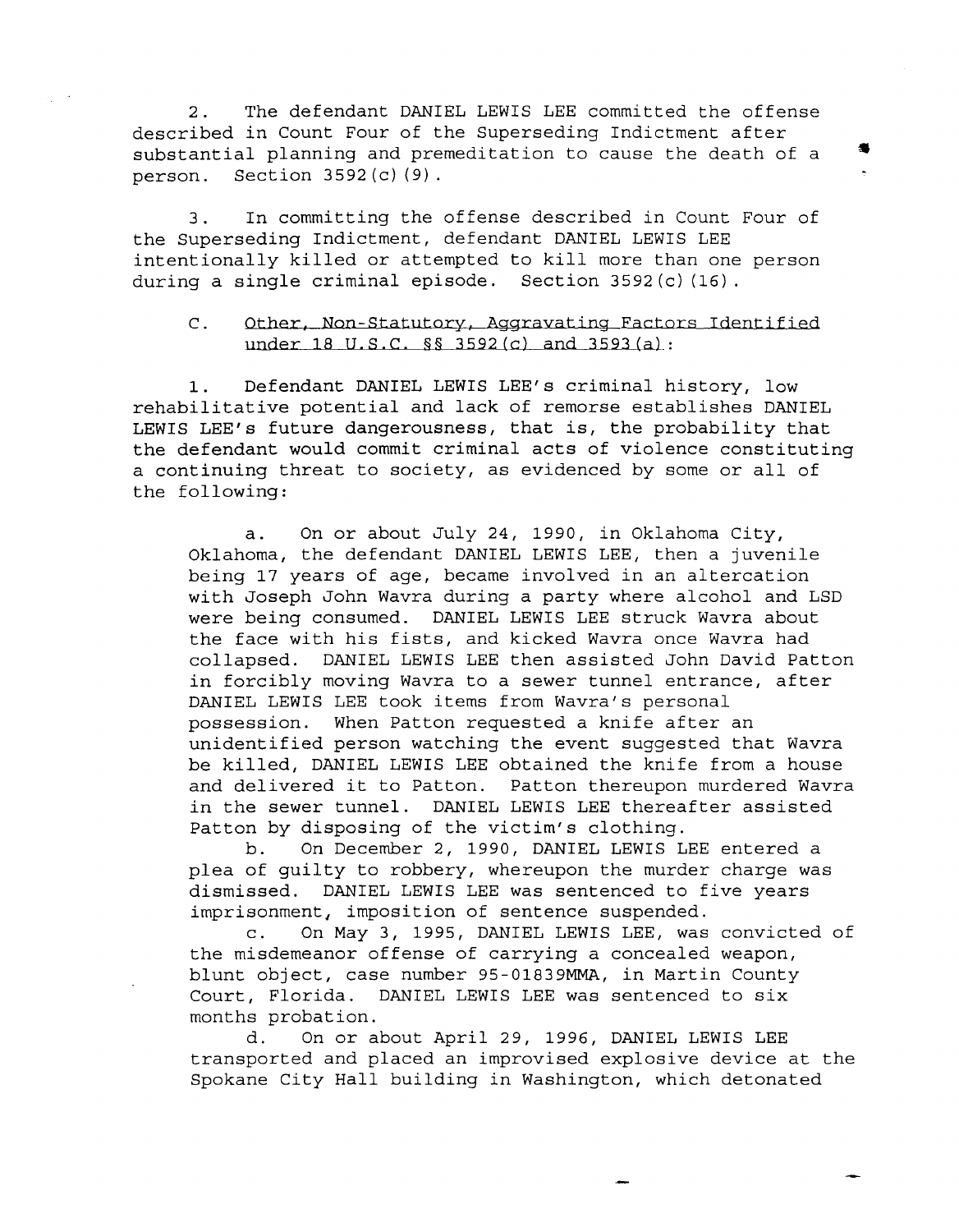2. The defendant DANIEL LEWIS LEE committed the offense described in Count Four of the Superseding Indictment after substantial planning and premeditation to cause the death of a person. Section 3592(c)(9).

3. In committing the offense described in Count Four of the Superseding Indictment, defendant DANIEL LEWIS LEE intentionally killed or attempted to kill more than one person during a single criminal episode. Section 3592(c)(16).

C. Other, Non-Statutory, Aggravating Factors Identified under 18 U.S.C. §§ 3592(c) and 3593(a):

1. Defendant DANIEL LEWIS LEE's criminal history, low rehabilitative potential and lack of remorse establishes DANIEL LEWIS LEE's future dangerousness, that is, the probability that the defendant would commit criminal acts of violence constituting a continuing threat to society, as evidenced by some or all of the following:

a. On or about July 24, 1990, in Oklahoma City, Oklahoma, the defendant DANIEL LEWIS LEE, then a juvenile being 17 years of age, became involved in an altercation with Joseph John Wavra during a party where alcohol and LSD were being consumed. DANIEL LEWIS LEE struck Wavra about the face with his fists, and kicked Wavra once Wavra had collapsed. DANIEL LEWIS LEE then assisted John David Patton in forcibly moving Wavra to a sewer tunnel entrance, after DANIEL LEWIS LEE took items from Wavra's personal possession. When Patton requested a knife after an unidentified person watching the event suggested that Wavra be killed, DANIEL LEWIS LEE obtained the knife from a house and delivered it to Patton. Patton thereupon murdered Wavra in the sewer tunnel. DANIEL LEWIS LEE thereafter assisted Patton by disposing of the victim's clothing.

b. On December 2, 1990, DANIEL LEWIS LEE entered a plea of guilty to robbery, whereupon the murder charge was dismissed. DANIEL LEWIS LEE was sentenced to five years imprisonment, imposition of sentence suspended.

c. On May 3, 1995, DANIEL LEWIS LEE, was convicted of the misdemeanor offense of carrying a concealed weapon, blunt object, case number 95-01839MMA, in Martin County Court, Florida. DANIEL LEWIS LEE was sentenced to six months probation.

d. On or about April 29, 1996, DANIEL LEWIS LEE transported and placed an improvised explosive device at the Spokane City Hall building in Washington, which detonated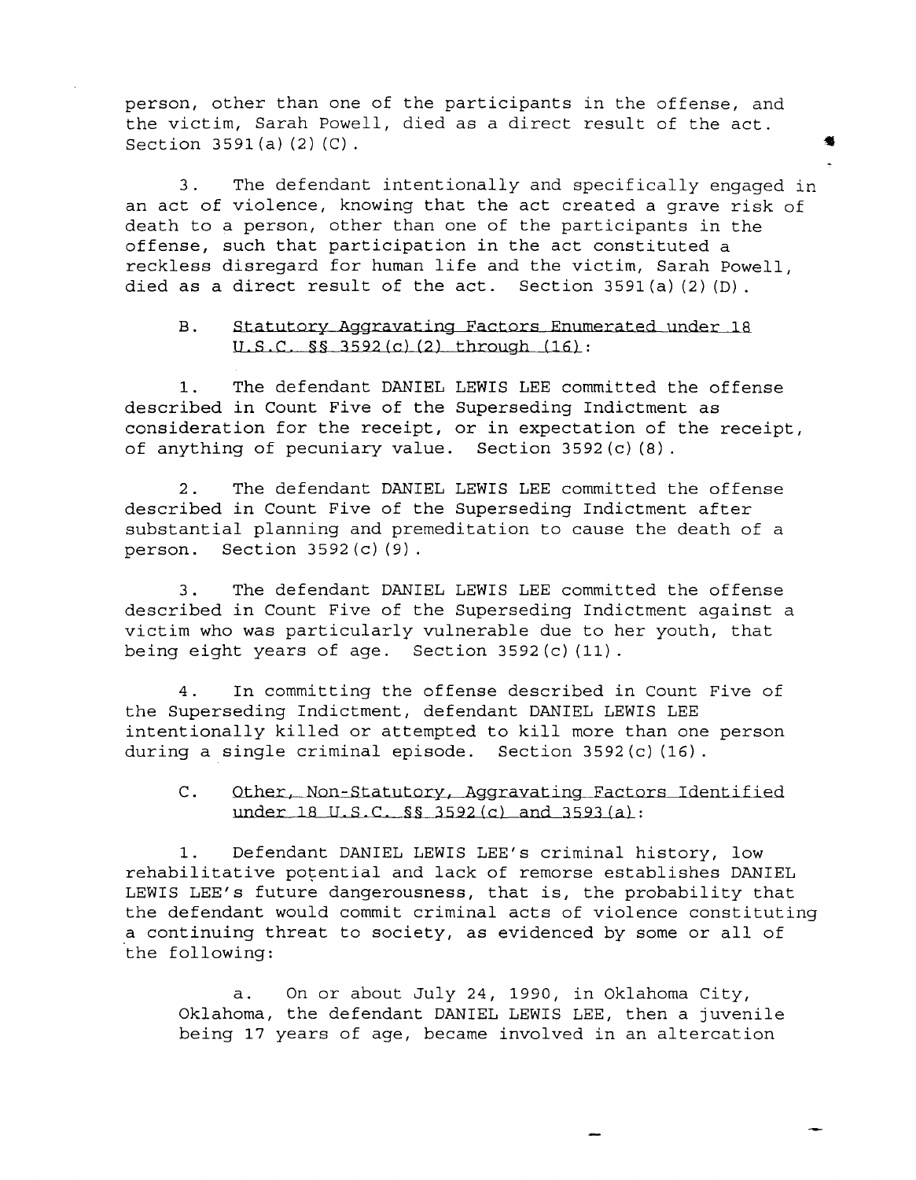person, other than one of the participants in the offense, and the victim, Sarah Powell, died as a direct result of the act. Section 3591(a)(2)(C).

3. The defendant intentionally and specifically engaged in an act of violence, knowing that the act created a grave risk of death to a person, other than one of the participants in the offense, such that participation in the act constituted a reckless disregard for human life and the victim, Sarah Powell, died as a direct result of the act. Section 3591(a)(2)(D).

B. Statutory Aggravating Factors Enumerated under 18 U.S.C. §§ 3592(c)(2) through (16):

1. The defendant DANIEL LEWIS LEE committed the offense described in Count Five of the Superseding Indictment as consideration for the receipt, or in expectation of the receipt, of anything of pecuniary value. Section 3592(c)(8).

2. The defendant DANIEL LEWIS LEE committed the offense described in Count Five of the Superseding Indictment after substantial planning and premeditation to cause the death of a person. Section 3592(c)(9).

3. The defendant DANIEL LEWIS LEE committed the offense described in Count Five of the Superseding Indictment against a victim who was particularly vulnerable due to her youth, that being eight years of age. Section 3592(c)(11).

4. In committing the offense described in Count Five of the Superseding Indictment, defendant DANIEL LEWIS LEE intentionally killed or attempted to kill more than one person during a single criminal episode. Section 3592(c)(16).

C. Other, Non-Statutory, Aggravating Factors Identified under 18 U.S.C. §§ 3592(c) and 3593(a):

1. Defendant DANIEL LEWIS LEE's criminal history, low rehabilitative potential and lack of remorse establishes DANIEL LEWIS LEE's future dangerousness, that is, the probability that the defendant would commit criminal acts of violence constituting a continuing threat to society, as evidenced by some or all of the following:

a. On or about July 24, 1990, in Oklahoma City, Oklahoma, the defendant DANIEL LEWIS LEE, then a juvenile being 17 years of age, became involved in an altercation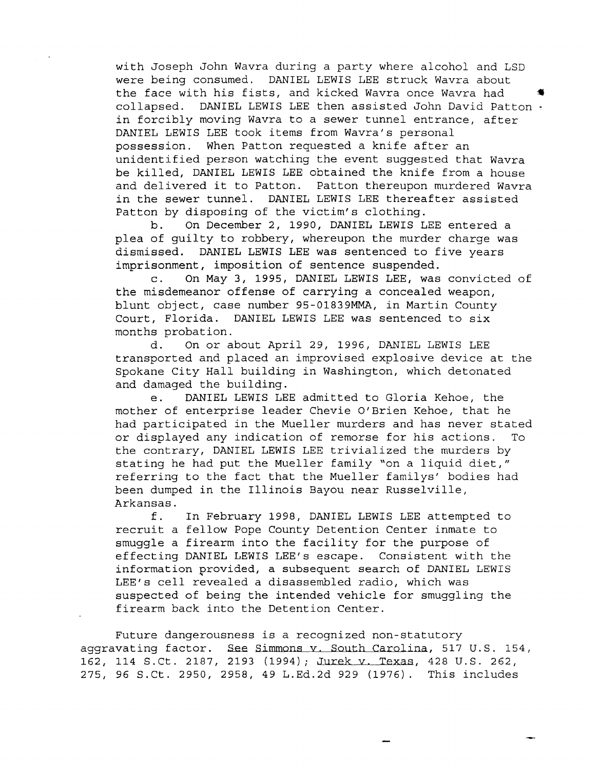with Joseph John Wavra during a party where alcohol and LSD were being consumed. DANIEL LEWIS LEE struck Wavra about the face with his fists, and kicked Wavra once Wavra had collapsed. DANIEL LEWIS LEE then assisted John David Patton in forcibly moving Wavra to a sewer tunnel entrance, after DANIEL LEWIS LEE took items from Wavra's personal possession. When Patton requested a knife after an unidentified person watching the event suggested that Wavra be killed, DANIEL LEWIS LEE obtained the knife from a house and delivered it to Patton. Patton thereupon murdered Wavra in the sewer tunnel. DANIEL LEWIS LEE thereafter assisted Patton by disposing of the victim's clothing.

b. On December 2, 1990, DANIEL LEWIS LEE entered a plea of guilty to robbery, whereupon the murder charge was dismissed. DANIEL LEWIS LEE was sentenced to five years imprisonment, imposition of sentence suspended.

c. On May 3, 1995, DANIEL LEWIS LEE, was convicted of the misdemeanor offense of carrying a concealed weapon, blunt object, case number 95-01839MMA, in Martin County Court, Florida. DANIEL LEWIS LEE was sentenced to six months probation.

d. On or about April 29, 1996, DANIEL LEWIS LEE transported and placed an improvised explosive device at the Spokane City Hall building in Washington, which detonated and damaged the building.

e. DANIEL LEWIS LEE admitted to Gloria Kehoe, the mother of enterprise leader Chevie O'Brien Kehoe, that he had participated in the Mueller murders and has never stated or displayed any indication of remorse for his actions. To the contrary, DANIEL LEWIS LEE trivialized the murders by stating he had put the Mueller family "on a liquid diet," referring to the fact that the Mueller familys' bodies had been dumped in the Illinois Bayou near Russelville, Arkansas.

f. In February 1998, DANIEL LEWIS LEE attempted to recruit a fellow Pope County Detention Center inmate to smuggle a firearm into the facility for the purpose of effecting DANIEL LEWIS LEE's escape. Consistent with the information provided, a subsequent search of DANIEL LEWIS LEE's cell revealed a disassembled radio, which was suspected of being the intended vehicle for smuggling the firearm back into the Detention Center.

Future dangerousness is a recognized non-statutory aggravating factor. See Simmons v. South Carolina, 517 U.S. 154, 162, 114 S.Ct. 2187, 2193 (1994); Jurek v. Texas, 428 U.S. 262, 275, 96 S.Ct. 2950, 2958, 49 L.Ed.2d 929 (1976). This includes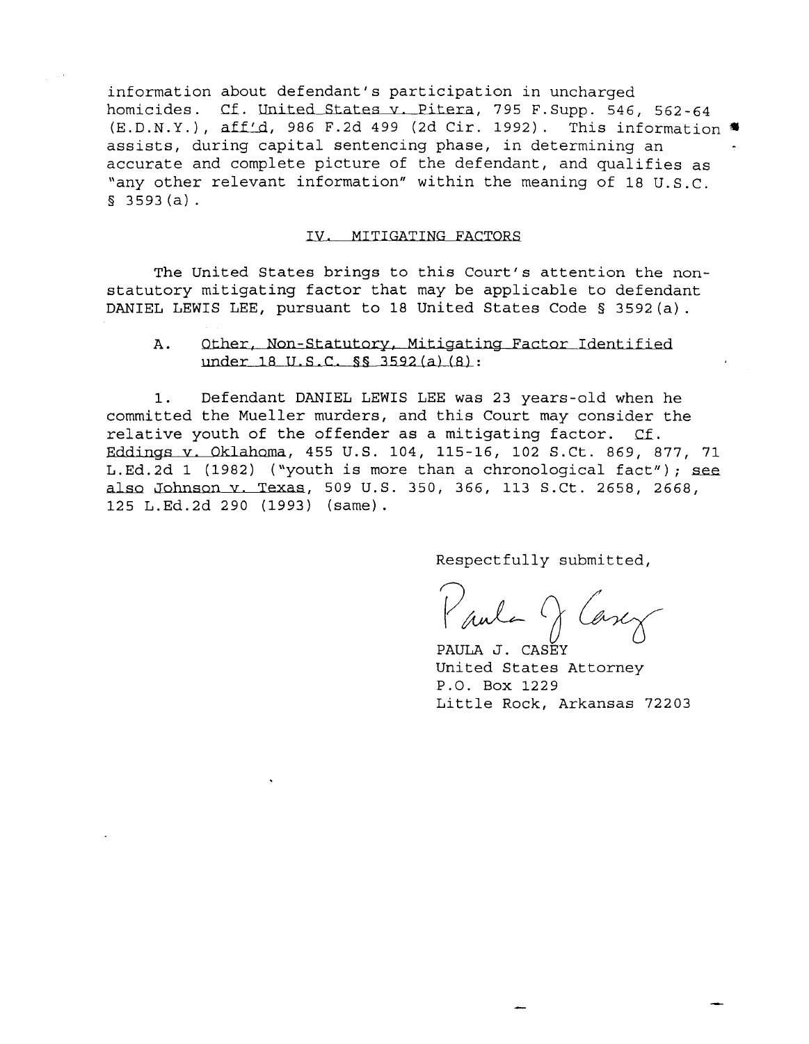information about defendant's participation in uncharged homicides. Cf. United States v. Pitera, 795 F.Supp. 546, 562-64 (E.D.N.Y.), aff'd, 986 F.2d 499 (2d Cir. 1992). This information assists, during capital sentencing phase, in determining an accurate and complete picture of the defendant, and qualifies as "any other relevant information" within the meaning of 18 U.S.C. § 3593(a).

## IV. MITIGATING FACTORS

The United States brings to this Court's attention the non-statutory mitigating factor that may be applicable to defendant DANIEL LEWIS LEE, pursuant to 18 United States Code § 3592(a).

### A. Other, Non-Statutory, Mitigating Factor Identified under 18 U.S.C. §§ 3592(a)(8):

1. Defendant DANIEL LEWIS LEE was 23 years-old when he committed the Mueller murders, and this Court may consider the relative youth of the offender as a mitigating factor. Cf. Eddings v. Oklahoma, 455 U.S. 104, 115-16, 102 S.Ct. 869, 877, 71 L.Ed.2d 1 (1982) ("youth is more than a chronological fact"); see also Johnson v. Texas, 509 U.S. 350, 366, 113 S.Ct. 2658, 2668, 125 L.Ed.2d 290 (1993) (same).

Respectfully submitted,

Paula J. Casey

PAULA J. CASEY
United States Attorney
P.O. Box 1229
Little Rock, Arkansas 72203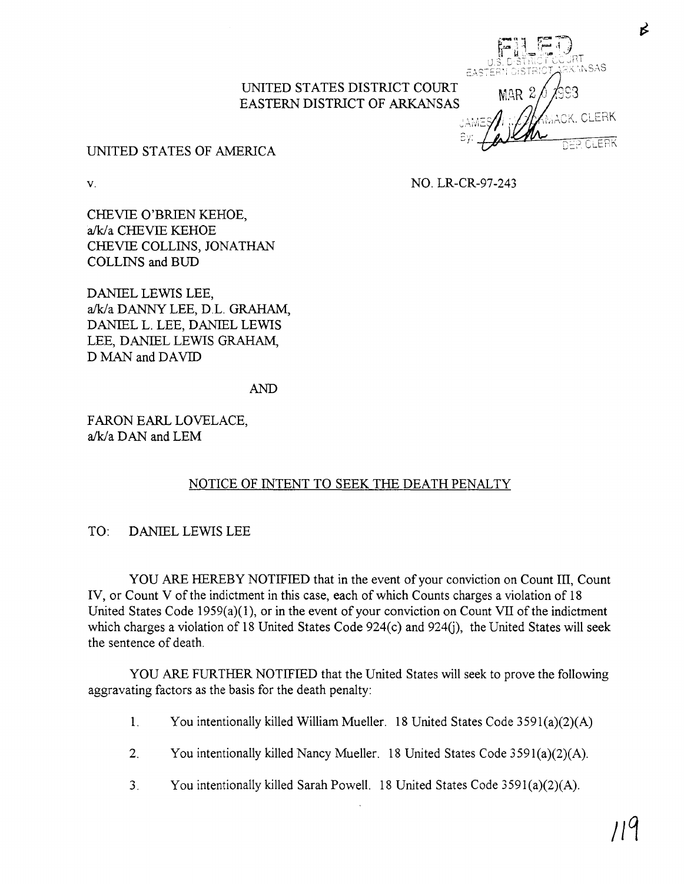UNITED STATES DISTRICT COURT
EASTERN DISTRICT OF ARKANSAS

FILED
U.S. DISTRICT COURT
EASTERN DISTRICT ARKANSAS
MAR 20 1998
JAMES W. McCORMACK, CLERK
By: DEP CLERK

UNITED STATES OF AMERICA

v.

NO. LR-CR-97-243

CHEVIE O'BRIEN KEHOE,
a/k/a CHEVIE KEHOE
CHEVIE COLLINS, JONATHAN
COLLINS and BUD

DANIEL LEWIS LEE,
a/k/a DANNY LEE, D.L. GRAHAM,
DANIEL L. LEE, DANIEL LEWIS
LEE, DANIEL LEWIS GRAHAM,
D MAN and DAVID

AND

FARON EARL LOVELACE,
a/k/a DAN and LEM

## NOTICE OF INTENT TO SEEK THE DEATH PENALTY

TO: DANIEL LEWIS LEE

YOU ARE HEREBY NOTIFIED that in the event of your conviction on Count III, Count IV, or Count V of the indictment in this case, each of which Counts charges a violation of 18 United States Code 1959(a)(1), or in the event of your conviction on Count VII of the indictment which charges a violation of 18 United States Code 924(c) and 924(j), the United States will seek the sentence of death.

YOU ARE FURTHER NOTIFIED that the United States will seek to prove the following aggravating factors as the basis for the death penalty:

1. You intentionally killed William Mueller. 18 United States Code 3591(a)(2)(A)

2. You intentionally killed Nancy Mueller. 18 United States Code 3591(a)(2)(A).

3. You intentionally killed Sarah Powell. 18 United States Code 3591(a)(2)(A).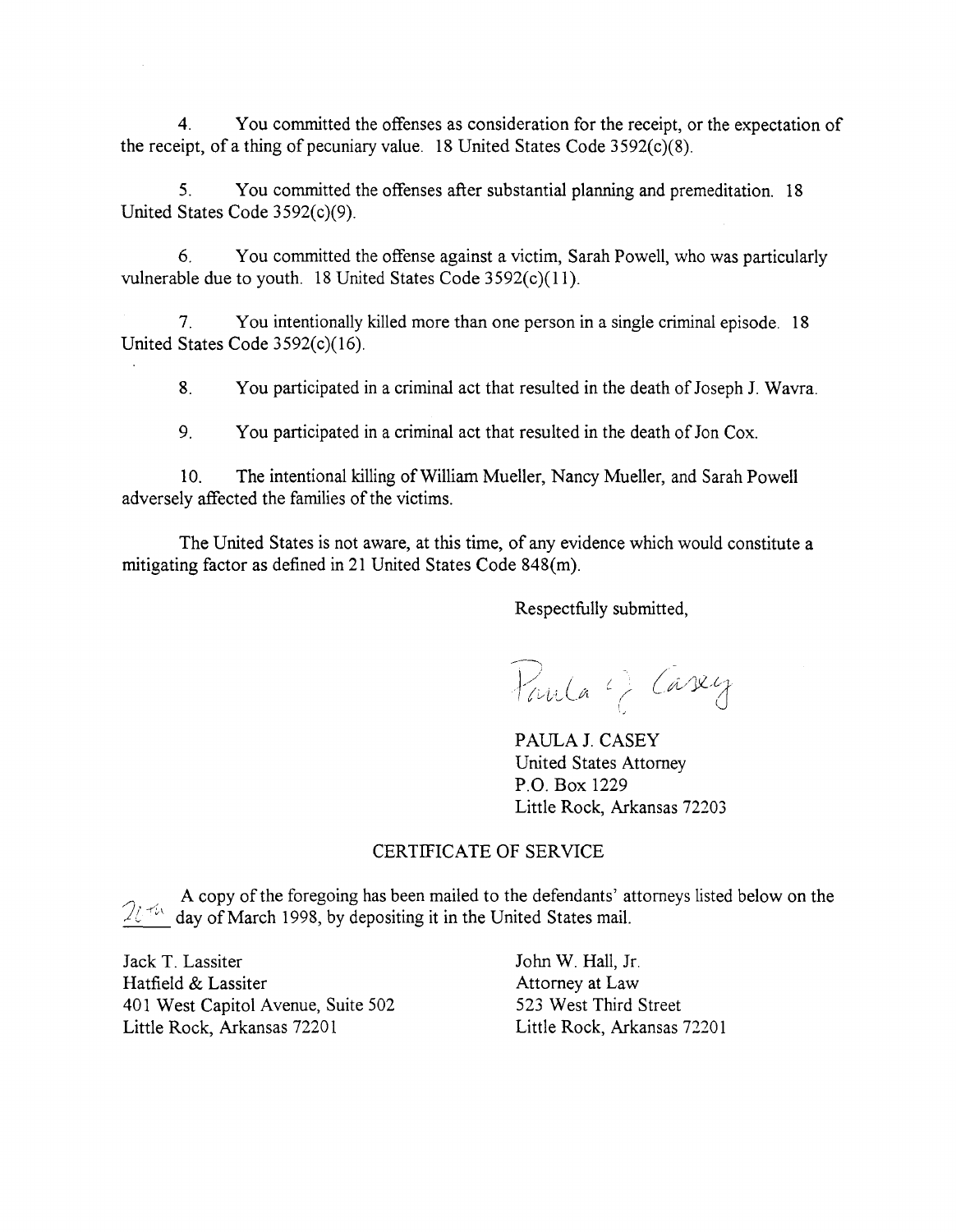4. You committed the offenses as consideration for the receipt, or the expectation of the receipt, of a thing of pecuniary value. 18 United States Code 3592(c)(8).

5. You committed the offenses after substantial planning and premeditation. 18 United States Code 3592(c)(9).

6. You committed the offense against a victim, Sarah Powell, who was particularly vulnerable due to youth. 18 United States Code 3592(c)(11).

7. You intentionally killed more than one person in a single criminal episode. 18 United States Code 3592(c)(16).

8. You participated in a criminal act that resulted in the death of Joseph J. Wavra.

9. You participated in a criminal act that resulted in the death of Jon Cox.

10. The intentional killing of William Mueller, Nancy Mueller, and Sarah Powell adversely affected the families of the victims.

The United States is not aware, at this time, of any evidence which would constitute a mitigating factor as defined in 21 United States Code 848(m).

Respectfully submitted,

Paula J. Casey

PAULA J. CASEY
United States Attorney
P.O. Box 1229
Little Rock, Arkansas 72203

## CERTIFICATE OF SERVICE

A copy of the foregoing has been mailed to the defendants' attorneys listed below on the 27th day of March 1998, by depositing it in the United States mail.

Jack T. Lassiter
Hatfield & Lassiter
401 West Capitol Avenue, Suite 502
Little Rock, Arkansas 72201

John W. Hall, Jr.
Attorney at Law
523 West Third Street
Little Rock, Arkansas 72201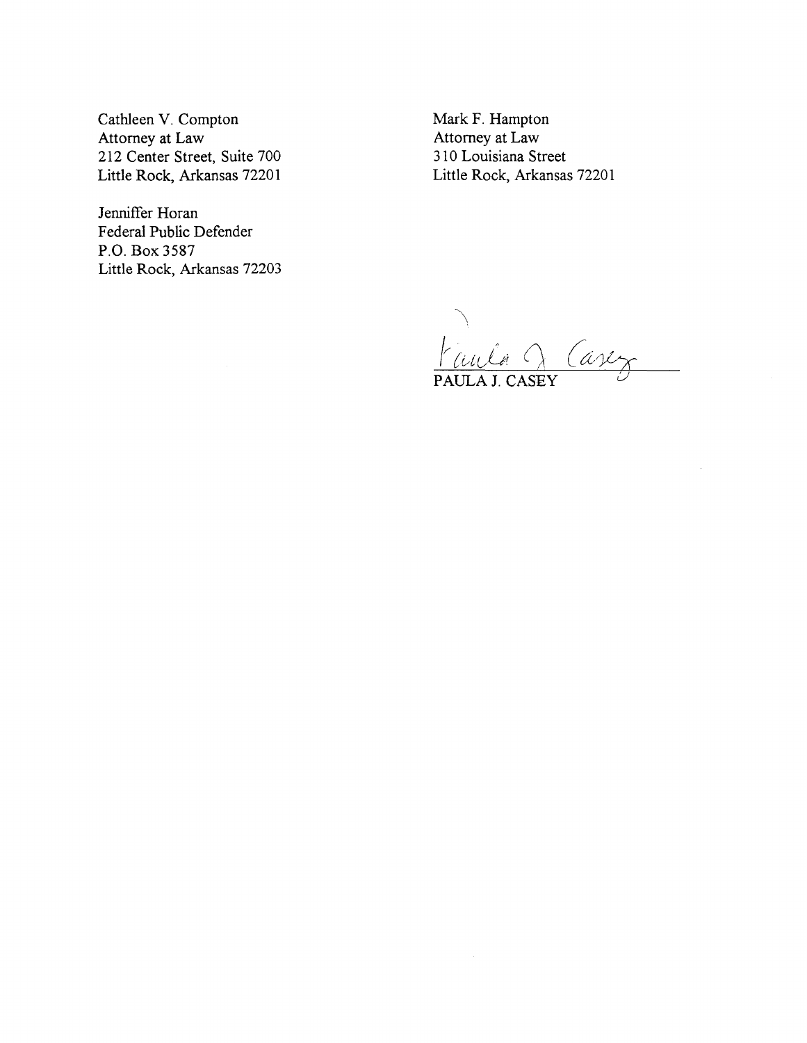Cathleen V. Compton
Attorney at Law
212 Center Street, Suite 700
Little Rock, Arkansas 72201

Jenniffer Horan
Federal Public Defender
P.O. Box 3587
Little Rock, Arkansas 72203

Mark F. Hampton
Attorney at Law
310 Louisiana Street
Little Rock, Arkansas 72201

PAULA J. CASEY